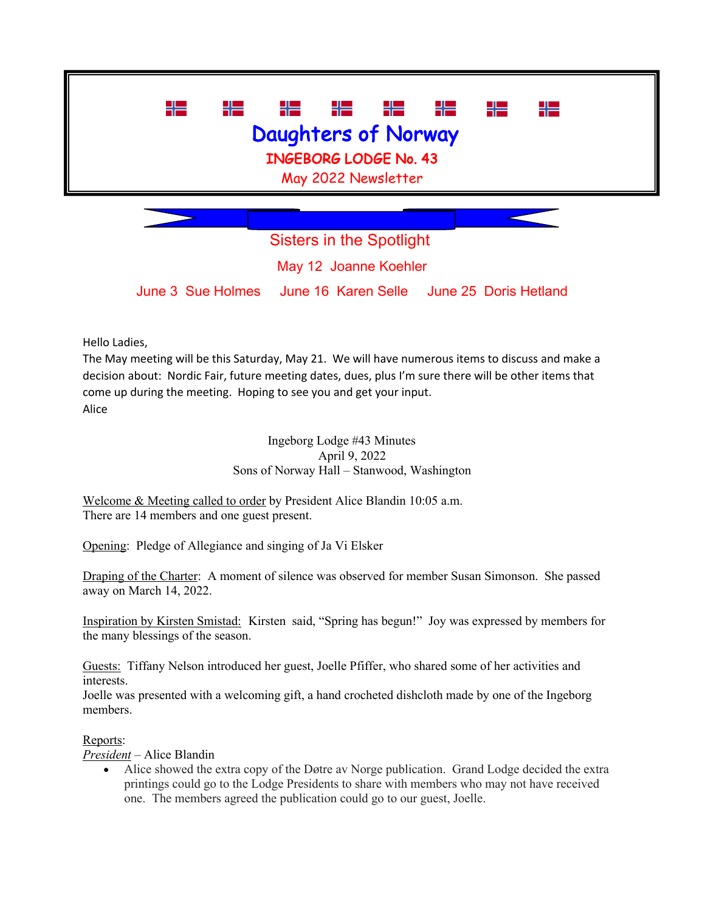# Daughters of Norway

## INGEBORG LODGE No. 43

May 2022 Newsletter

## Sisters in the Spotlight

May 12 Joanne Koehler

June 3 Sue Holmes June 16 Karen Selle June 25 Doris Hetland

Hello Ladies,
The May meeting will be this Saturday, May 21. We will have numerous items to discuss and make a decision about: Nordic Fair, future meeting dates, dues, plus I'm sure there will be other items that come up during the meeting. Hoping to see you and get your input.
Alice

Ingeborg Lodge #43 Minutes
April 9, 2022
Sons of Norway Hall – Stanwood, Washington

Welcome & Meeting called to order by President Alice Blandin 10:05 a.m.
There are 14 members and one guest present.

Opening: Pledge of Allegiance and singing of Ja Vi Elsker

Draping of the Charter: A moment of silence was observed for member Susan Simonson. She passed away on March 14, 2022.

Inspiration by Kirsten Smistad: Kirsten said, "Spring has begun!" Joy was expressed by members for the many blessings of the season.

Guests: Tiffany Nelson introduced her guest, Joelle Pfiffer, who shared some of her activities and interests.
Joelle was presented with a welcoming gift, a hand crocheted dishcloth made by one of the Ingeborg members.

Reports:
*President* – Alice Blandin

- Alice showed the extra copy of the Døtre av Norge publication. Grand Lodge decided the extra printings could go to the Lodge Presidents to share with members who may not have received one. The members agreed the publication could go to our guest, Joelle.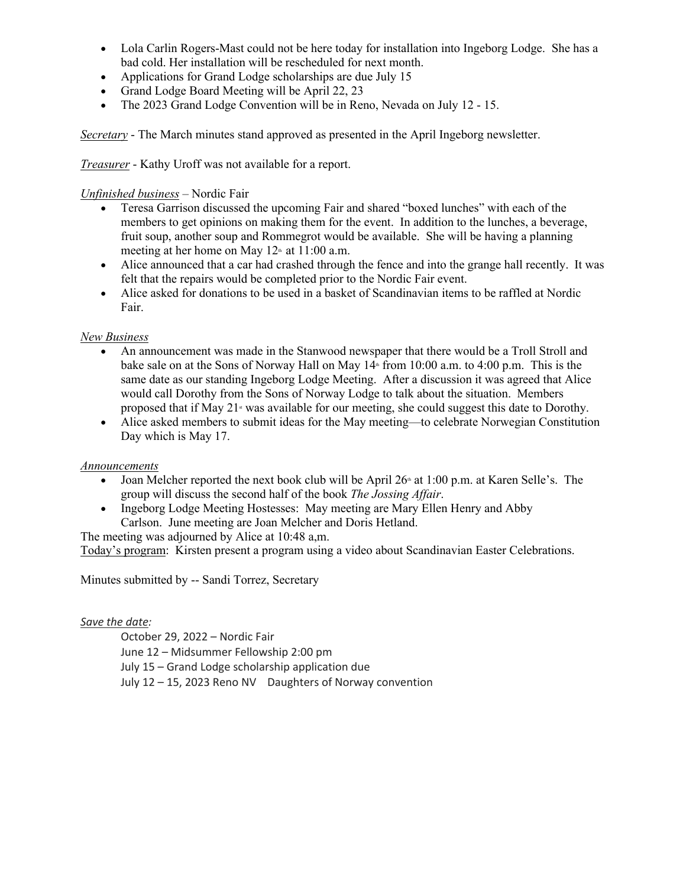- Lola Carlin Rogers-Mast could not be here today for installation into Ingeborg Lodge. She has a bad cold. Her installation will be rescheduled for next month.
- Applications for Grand Lodge scholarships are due July 15
- Grand Lodge Board Meeting will be April 22, 23
- The 2023 Grand Lodge Convention will be in Reno, Nevada on July 12 - 15.

*Secretary* - The March minutes stand approved as presented in the April Ingeborg newsletter.

*Treasurer* - Kathy Uroff was not available for a report.

*Unfinished business* – Nordic Fair

- Teresa Garrison discussed the upcoming Fair and shared "boxed lunches" with each of the members to get opinions on making them for the event. In addition to the lunches, a beverage, fruit soup, another soup and Rommegrot would be available. She will be having a planning meeting at her home on May 12th at 11:00 a.m.
- Alice announced that a car had crashed through the fence and into the grange hall recently. It was felt that the repairs would be completed prior to the Nordic Fair event.
- Alice asked for donations to be used in a basket of Scandinavian items to be raffled at Nordic Fair.

*New Business*

- An announcement was made in the Stanwood newspaper that there would be a Troll Stroll and bake sale on at the Sons of Norway Hall on May 14th from 10:00 a.m. to 4:00 p.m. This is the same date as our standing Ingeborg Lodge Meeting. After a discussion it was agreed that Alice would call Dorothy from the Sons of Norway Lodge to talk about the situation. Members proposed that if May 21st was available for our meeting, she could suggest this date to Dorothy.
- Alice asked members to submit ideas for the May meeting—to celebrate Norwegian Constitution Day which is May 17.

*Announcements*

- Joan Melcher reported the next book club will be April 26th at 1:00 p.m. at Karen Selle's. The group will discuss the second half of the book *The Jossing Affair*.
- Ingeborg Lodge Meeting Hostesses: May meeting are Mary Ellen Henry and Abby Carlson. June meeting are Joan Melcher and Doris Hetland.

The meeting was adjourned by Alice at 10:48 a,m.

Today's program: Kirsten present a program using a video about Scandinavian Easter Celebrations.

Minutes submitted by -- Sandi Torrez, Secretary

*Save the date:*

October 29, 2022 – Nordic Fair
June 12 – Midsummer Fellowship 2:00 pm
July 15 – Grand Lodge scholarship application due
July 12 – 15, 2023 Reno NV Daughters of Norway convention